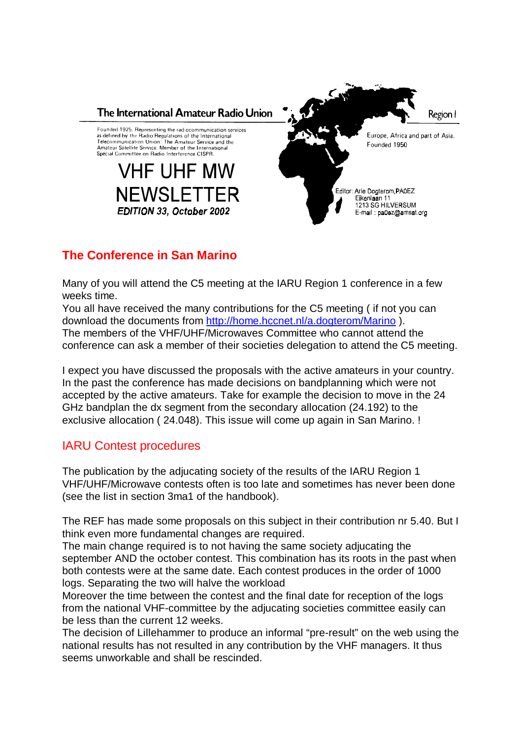The International Amateur Radio Union

Founded 1925. Representing the radiocommunication services as defined by the Radio Regulations of the International Telecommunication Union: The Amateur Service and the Amateur Satellite Service. Member of the International Special Committee on Radio Interference CISPR.

Region I

Europe, Africa and part of Asia. Founded 1950

# VHF UHF MW NEWSLETTER

*EDITION 33, October 2002*

Editor: Arie Dogterom,PA0EZ
Eikenlaan 11
1213 SG HILVERSUM
E-mail : pa0ez@amsat.org

## The Conference in San Marino

Many of you will attend the C5 meeting at the IARU Region 1 conference in a few weeks time.
You all have received the many contributions for the C5 meeting ( if not you can download the documents from http://home.hccnet.nl/a.dogterom/Marino ).
The members of the VHF/UHF/Microwaves Committee who cannot attend the conference can ask a member of their societies delegation to attend the C5 meeting.

I expect you have discussed the proposals with the active amateurs in your country. In the past the conference has made decisions on bandplanning which were not accepted by the active amateurs. Take for example the decision to move in the 24 GHz bandplan the dx segment from the secondary allocation (24.192) to the exclusive allocation ( 24.048). This issue will come up again in San Marino. !

## IARU Contest procedures

The publication by the adjucating society of the results of the IARU Region 1 VHF/UHF/Microwave contests often is too late and sometimes has never been done (see the list in section 3ma1 of the handbook).

The REF has made some proposals on this subject in their contribution nr 5.40. But I think even more fundamental changes are required.
The main change required is to not having the same society adjucating the september AND the october contest. This combination has its roots in the past when both contests were at the same date. Each contest produces in the order of 1000 logs. Separating the two will halve the workload
Moreover the time between the contest and the final date for reception of the logs from the national VHF-committee by the adjucating societies committee easily can be less than the current 12 weeks.
The decision of Lillehammer to produce an informal “pre-result” on the web using the national results has not resulted in any contribution by the VHF managers. It thus seems unworkable and shall be rescinded.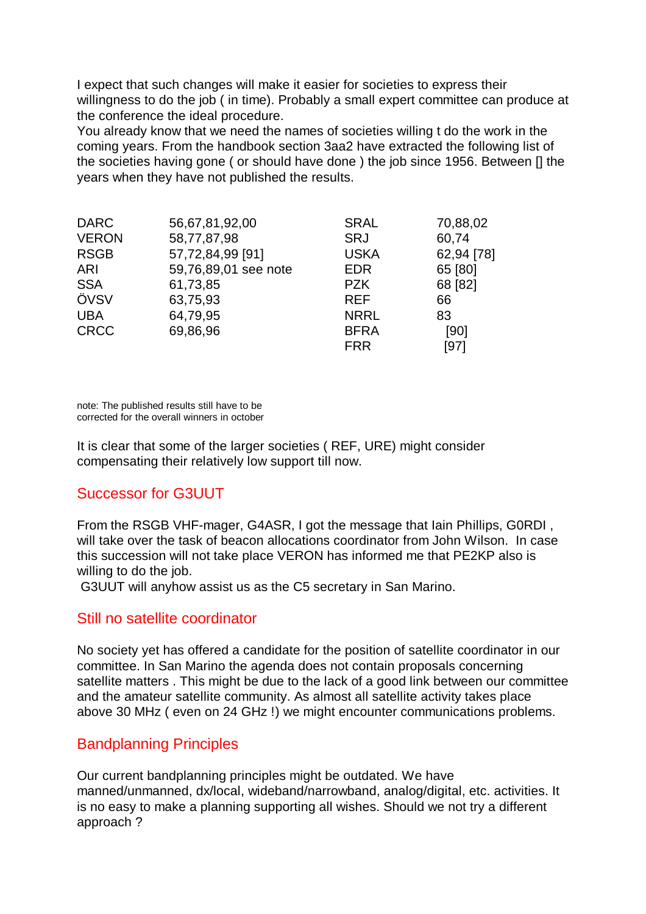I expect that such changes will make it easier for societies to express their willingness to do the job ( in time). Probably a small expert committee can produce at the conference the ideal procedure.
You already know that we need the names of societies willing t do the work in the coming years. From the handbook section 3aa2 have extracted the following list of the societies having gone ( or should have done ) the job since 1956. Between [] the years when they have not published the results.

| | | | |
|---|---|---|---|
| DARC | 56,67,81,92,00 | SRAL | 70,88,02 |
| VERON | 58,77,87,98 | SRJ | 60,74 |
| RSGB | 57,72,84,99 [91] | USKA | 62,94 [78] |
| ARI | 59,76,89,01 see note | EDR | 65 [80] |
| SSA | 61,73,85 | PZK | 68 [82] |
| ÖVSV | 63,75,93 | REF | 66 |
| UBA | 64,79,95 | NRRL | 83 |
| CRCC | 69,86,96 | BFRA | [90] |
| | | FRR | [97] |

note: The published results still have to be corrected for the overall winners in october

It is clear that some of the larger societies ( REF, URE) might consider compensating their relatively low support till now.

## Successor for G3UUT

From the RSGB VHF-mager, G4ASR, I got the message that Iain Phillips, G0RDI , will take over the task of beacon allocations coordinator from John Wilson. In case this succession will not take place VERON has informed me that PE2KP also is willing to do the job.
G3UUT will anyhow assist us as the C5 secretary in San Marino.

## Still no satellite coordinator

No society yet has offered a candidate for the position of satellite coordinator in our committee. In San Marino the agenda does not contain proposals concerning satellite matters . This might be due to the lack of a good link between our committee and the amateur satellite community. As almost all satellite activity takes place above 30 MHz ( even on 24 GHz !) we might encounter communications problems.

## Bandplanning Principles

Our current bandplanning principles might be outdated. We have manned/unmanned, dx/local, wideband/narrowband, analog/digital, etc. activities. It is no easy to make a planning supporting all wishes. Should we not try a different approach ?